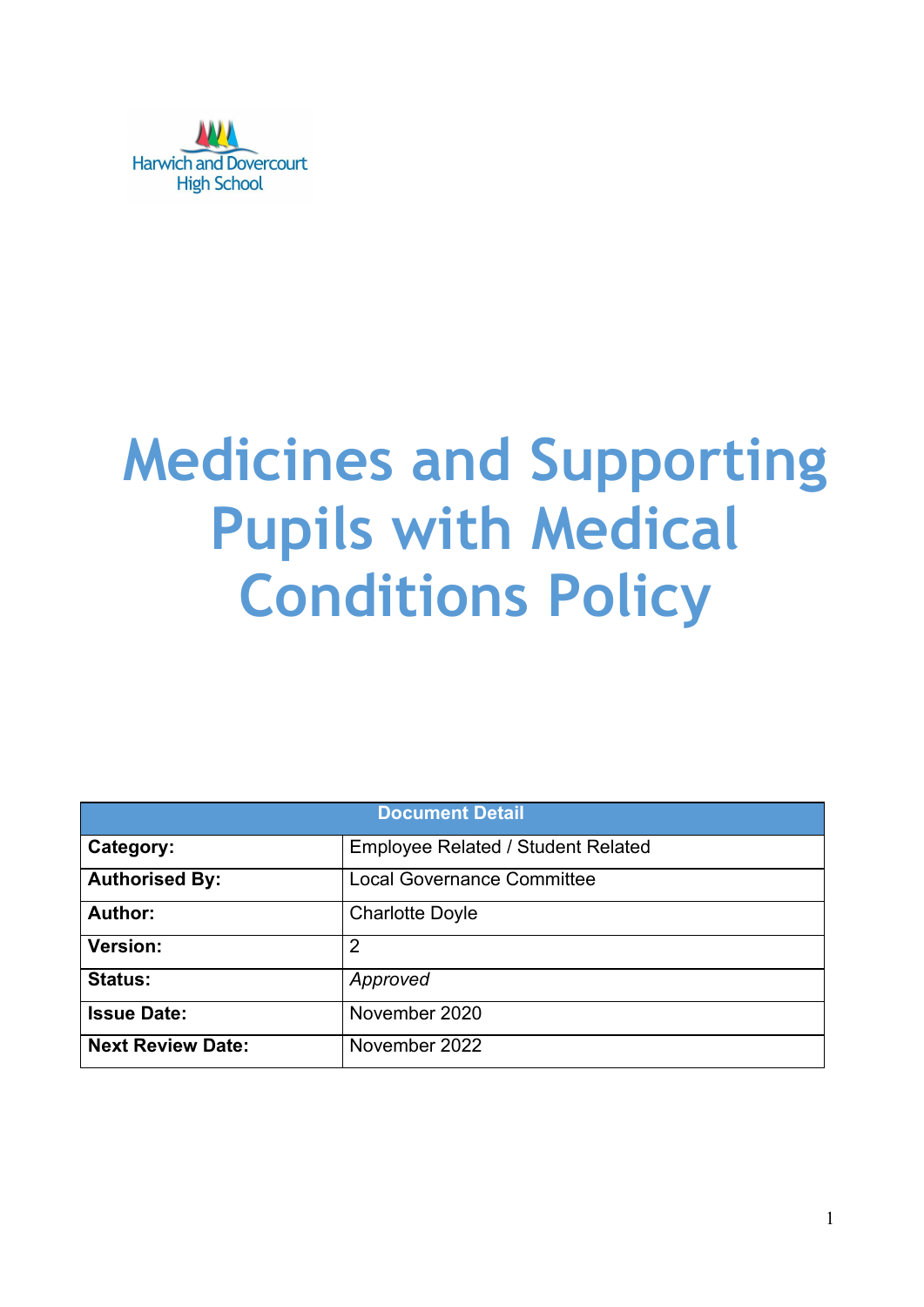Harwich and Dovercourt High School

# Medicines and Supporting Pupils with Medical Conditions Policy

| Document Detail | |
|---|---|
| **Category:** | Employee Related / Student Related |
| **Authorised By:** | Local Governance Committee |
| **Author:** | Charlotte Doyle |
| **Version:** | 2 |
| **Status:** | *Approved* |
| **Issue Date:** | November 2020 |
| **Next Review Date:** | November 2022 |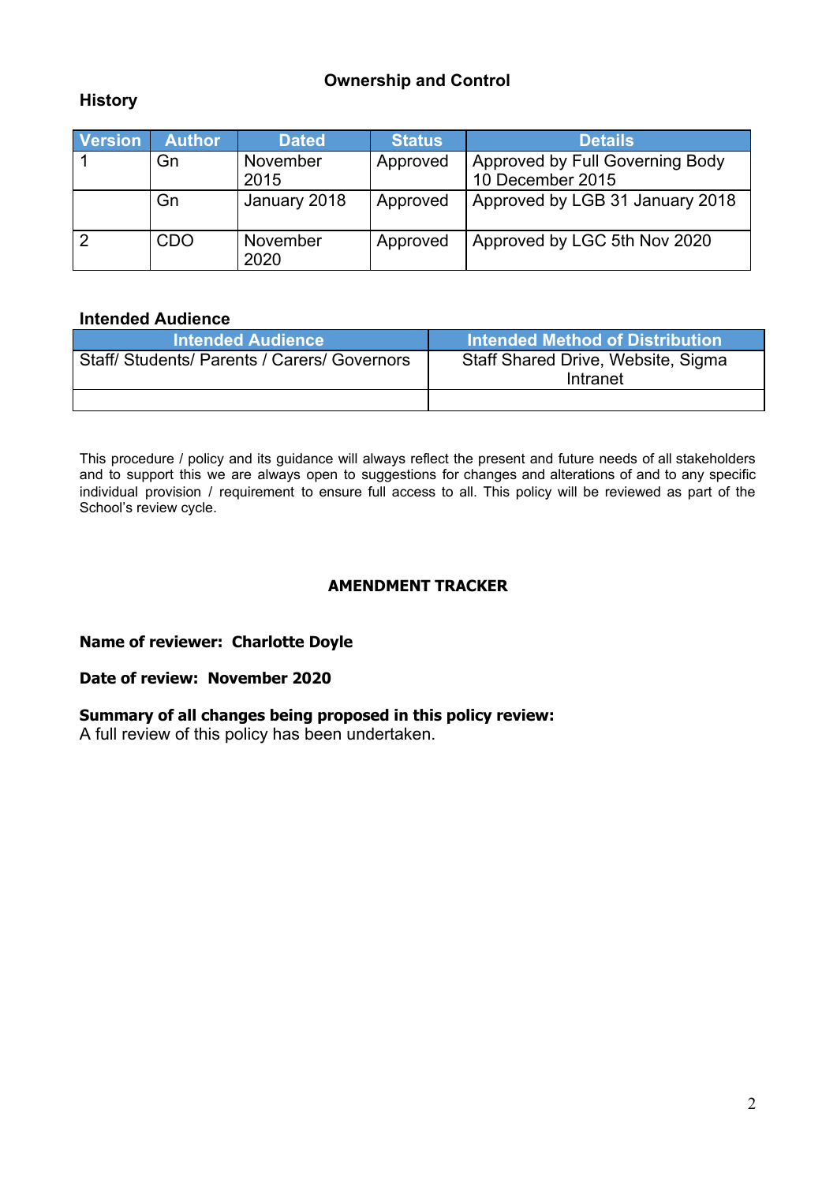## Ownership and Control

### History

| Version | Author | Dated | Status | Details |
|---|---|---|---|---|
| 1 | Gn | November 2015 | Approved | Approved by Full Governing Body 10 December 2015 |
| | Gn | January 2018 | Approved | Approved by LGB 31 January 2018 |
| 2 | CDO | November 2020 | Approved | Approved by LGC 5th Nov 2020 |

### Intended Audience

| Intended Audience | Intended Method of Distribution |
|---|---|
| Staff/ Students/ Parents / Carers/ Governors | Staff Shared Drive, Website, Sigma Intranet |
| | |

This procedure / policy and its guidance will always reflect the present and future needs of all stakeholders and to support this we are always open to suggestions for changes and alterations of and to any specific individual provision / requirement to ensure full access to all. This policy will be reviewed as part of the School's review cycle.

## AMENDMENT TRACKER

**Name of reviewer: Charlotte Doyle**

**Date of review: November 2020**

**Summary of all changes being proposed in this policy review:**
A full review of this policy has been undertaken.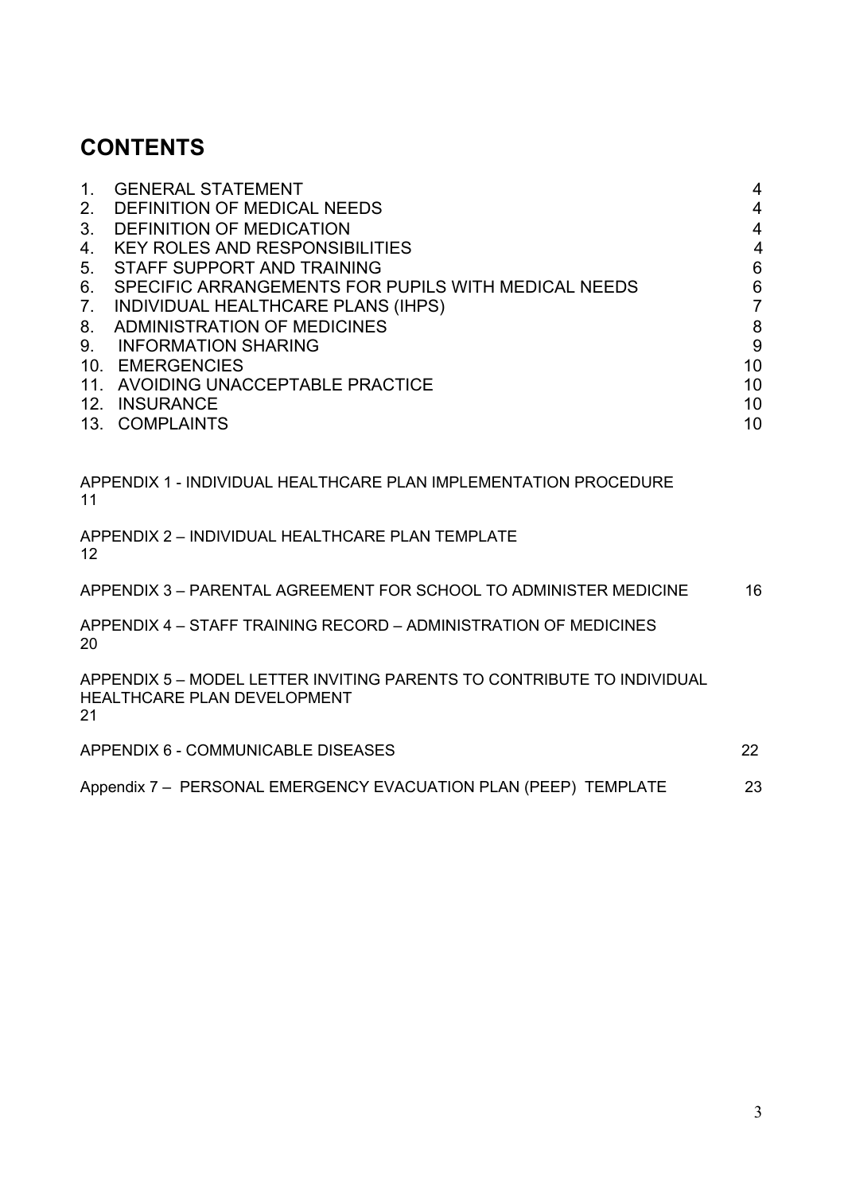# CONTENTS

| | | |
|---|---|---|
| 1. | GENERAL STATEMENT | 4 |
| 2. | DEFINITION OF MEDICAL NEEDS | 4 |
| 3. | DEFINITION OF MEDICATION | 4 |
| 4. | KEY ROLES AND RESPONSIBILITIES | 4 |
| 5. | STAFF SUPPORT AND TRAINING | 6 |
| 6. | SPECIFIC ARRANGEMENTS FOR PUPILS WITH MEDICAL NEEDS | 6 |
| 7. | INDIVIDUAL HEALTHCARE PLANS (IHPS) | 7 |
| 8. | ADMINISTRATION OF MEDICINES | 8 |
| 9. | INFORMATION SHARING | 9 |
| 10. | EMERGENCIES | 10 |
| 11. | AVOIDING UNACCEPTABLE PRACTICE | 10 |
| 12. | INSURANCE | 10 |
| 13. | COMPLAINTS | 10 |

APPENDIX 1 - INDIVIDUAL HEALTHCARE PLAN IMPLEMENTATION PROCEDURE 11

APPENDIX 2 – INDIVIDUAL HEALTHCARE PLAN TEMPLATE 12

APPENDIX 3 – PARENTAL AGREEMENT FOR SCHOOL TO ADMINISTER MEDICINE 16

APPENDIX 4 – STAFF TRAINING RECORD – ADMINISTRATION OF MEDICINES 20

APPENDIX 5 – MODEL LETTER INVITING PARENTS TO CONTRIBUTE TO INDIVIDUAL HEALTHCARE PLAN DEVELOPMENT 21

APPENDIX 6 - COMMUNICABLE DISEASES 22

Appendix 7 – PERSONAL EMERGENCY EVACUATION PLAN (PEEP) TEMPLATE 23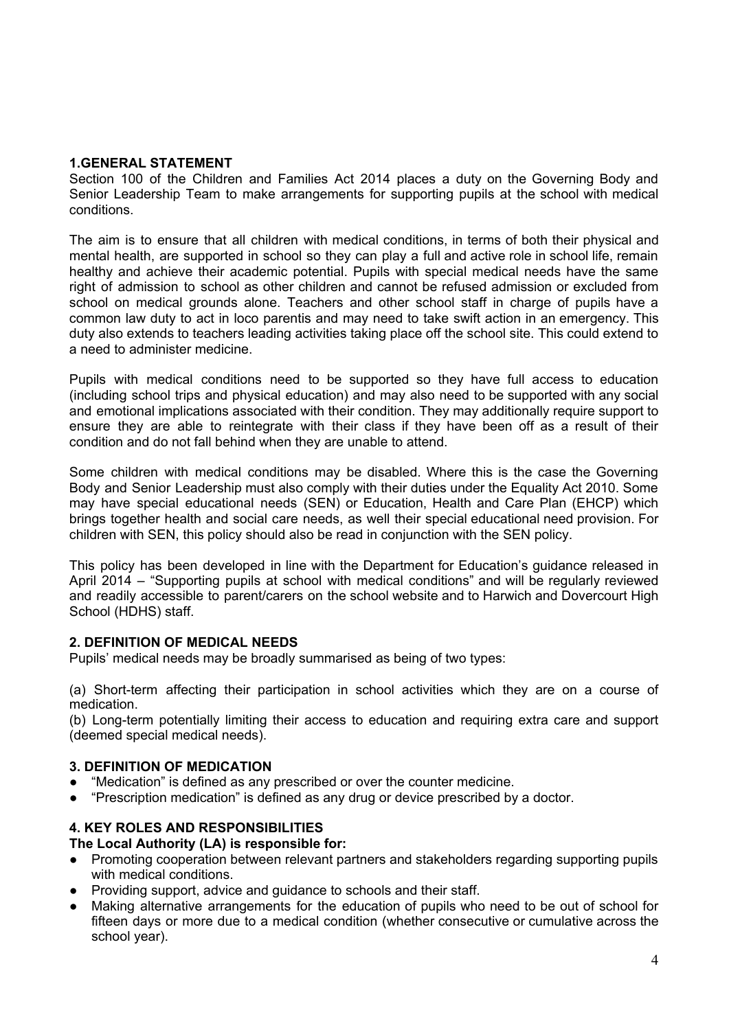## 1.GENERAL STATEMENT

Section 100 of the Children and Families Act 2014 places a duty on the Governing Body and Senior Leadership Team to make arrangements for supporting pupils at the school with medical conditions.

The aim is to ensure that all children with medical conditions, in terms of both their physical and mental health, are supported in school so they can play a full and active role in school life, remain healthy and achieve their academic potential. Pupils with special medical needs have the same right of admission to school as other children and cannot be refused admission or excluded from school on medical grounds alone. Teachers and other school staff in charge of pupils have a common law duty to act in loco parentis and may need to take swift action in an emergency. This duty also extends to teachers leading activities taking place off the school site. This could extend to a need to administer medicine.

Pupils with medical conditions need to be supported so they have full access to education (including school trips and physical education) and may also need to be supported with any social and emotional implications associated with their condition. They may additionally require support to ensure they are able to reintegrate with their class if they have been off as a result of their condition and do not fall behind when they are unable to attend.

Some children with medical conditions may be disabled. Where this is the case the Governing Body and Senior Leadership must also comply with their duties under the Equality Act 2010. Some may have special educational needs (SEN) or Education, Health and Care Plan (EHCP) which brings together health and social care needs, as well their special educational need provision. For children with SEN, this policy should also be read in conjunction with the SEN policy.

This policy has been developed in line with the Department for Education's guidance released in April 2014 – "Supporting pupils at school with medical conditions" and will be regularly reviewed and readily accessible to parent/carers on the school website and to Harwich and Dovercourt High School (HDHS) staff.

## 2. DEFINITION OF MEDICAL NEEDS

Pupils' medical needs may be broadly summarised as being of two types:

(a) Short-term affecting their participation in school activities which they are on a course of medication.
(b) Long-term potentially limiting their access to education and requiring extra care and support (deemed special medical needs).

## 3. DEFINITION OF MEDICATION

- "Medication" is defined as any prescribed or over the counter medicine.
- "Prescription medication" is defined as any drug or device prescribed by a doctor.

## 4. KEY ROLES AND RESPONSIBILITIES

**The Local Authority (LA) is responsible for:**

- Promoting cooperation between relevant partners and stakeholders regarding supporting pupils with medical conditions.
- Providing support, advice and guidance to schools and their staff.
- Making alternative arrangements for the education of pupils who need to be out of school for fifteen days or more due to a medical condition (whether consecutive or cumulative across the school year).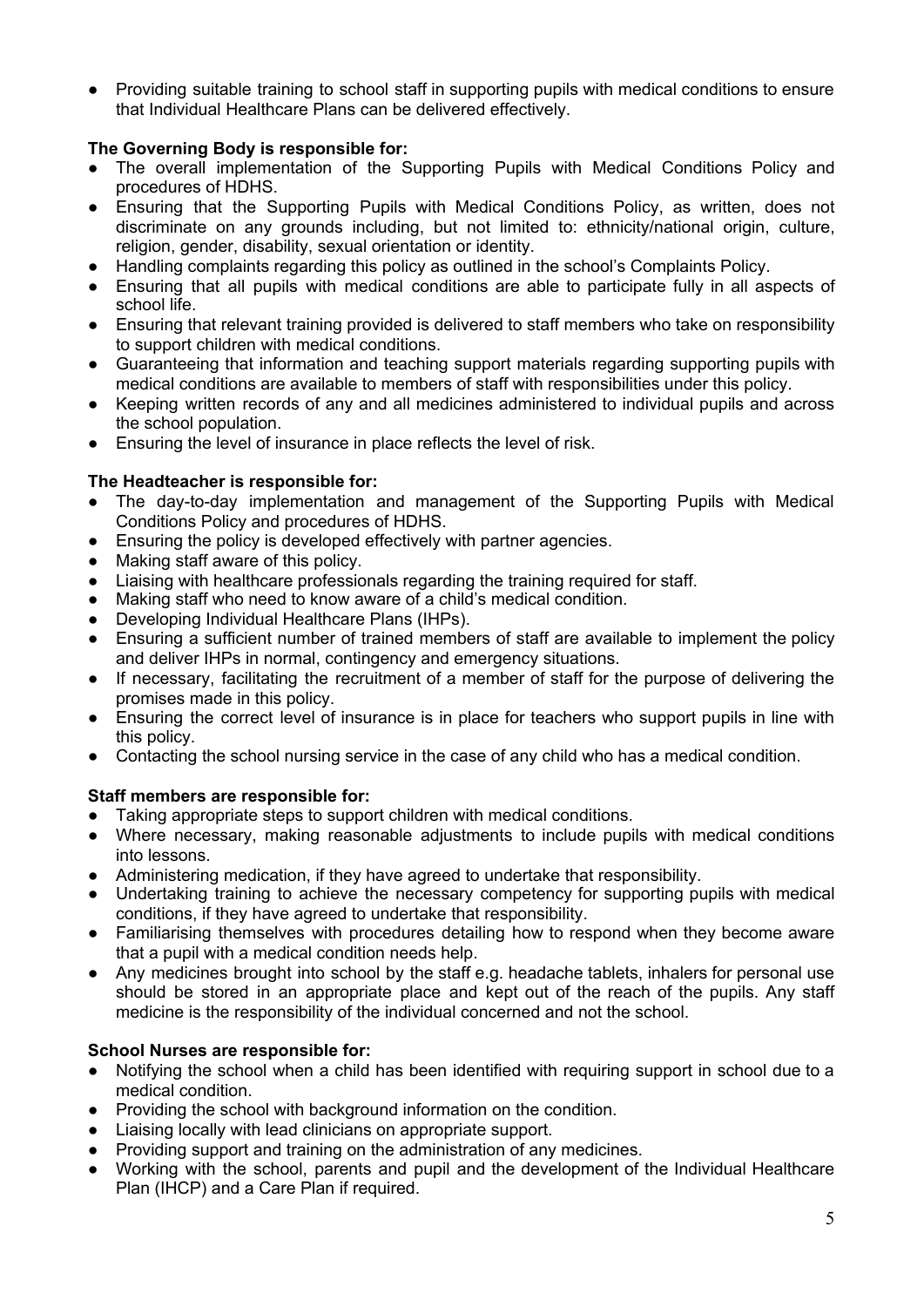- Providing suitable training to school staff in supporting pupils with medical conditions to ensure that Individual Healthcare Plans can be delivered effectively.

**The Governing Body is responsible for:**

- The overall implementation of the Supporting Pupils with Medical Conditions Policy and procedures of HDHS.
- Ensuring that the Supporting Pupils with Medical Conditions Policy, as written, does not discriminate on any grounds including, but not limited to: ethnicity/national origin, culture, religion, gender, disability, sexual orientation or identity.
- Handling complaints regarding this policy as outlined in the school's Complaints Policy.
- Ensuring that all pupils with medical conditions are able to participate fully in all aspects of school life.
- Ensuring that relevant training provided is delivered to staff members who take on responsibility to support children with medical conditions.
- Guaranteeing that information and teaching support materials regarding supporting pupils with medical conditions are available to members of staff with responsibilities under this policy.
- Keeping written records of any and all medicines administered to individual pupils and across the school population.
- Ensuring the level of insurance in place reflects the level of risk.

**The Headteacher is responsible for:**

- The day-to-day implementation and management of the Supporting Pupils with Medical Conditions Policy and procedures of HDHS.
- Ensuring the policy is developed effectively with partner agencies.
- Making staff aware of this policy.
- Liaising with healthcare professionals regarding the training required for staff.
- Making staff who need to know aware of a child's medical condition.
- Developing Individual Healthcare Plans (IHPs).
- Ensuring a sufficient number of trained members of staff are available to implement the policy and deliver IHPs in normal, contingency and emergency situations.
- If necessary, facilitating the recruitment of a member of staff for the purpose of delivering the promises made in this policy.
- Ensuring the correct level of insurance is in place for teachers who support pupils in line with this policy.
- Contacting the school nursing service in the case of any child who has a medical condition.

**Staff members are responsible for:**

- Taking appropriate steps to support children with medical conditions.
- Where necessary, making reasonable adjustments to include pupils with medical conditions into lessons.
- Administering medication, if they have agreed to undertake that responsibility.
- Undertaking training to achieve the necessary competency for supporting pupils with medical conditions, if they have agreed to undertake that responsibility.
- Familiarising themselves with procedures detailing how to respond when they become aware that a pupil with a medical condition needs help.
- Any medicines brought into school by the staff e.g. headache tablets, inhalers for personal use should be stored in an appropriate place and kept out of the reach of the pupils. Any staff medicine is the responsibility of the individual concerned and not the school.

**School Nurses are responsible for:**

- Notifying the school when a child has been identified with requiring support in school due to a medical condition.
- Providing the school with background information on the condition.
- Liaising locally with lead clinicians on appropriate support.
- Providing support and training on the administration of any medicines.
- Working with the school, parents and pupil and the development of the Individual Healthcare Plan (IHCP) and a Care Plan if required.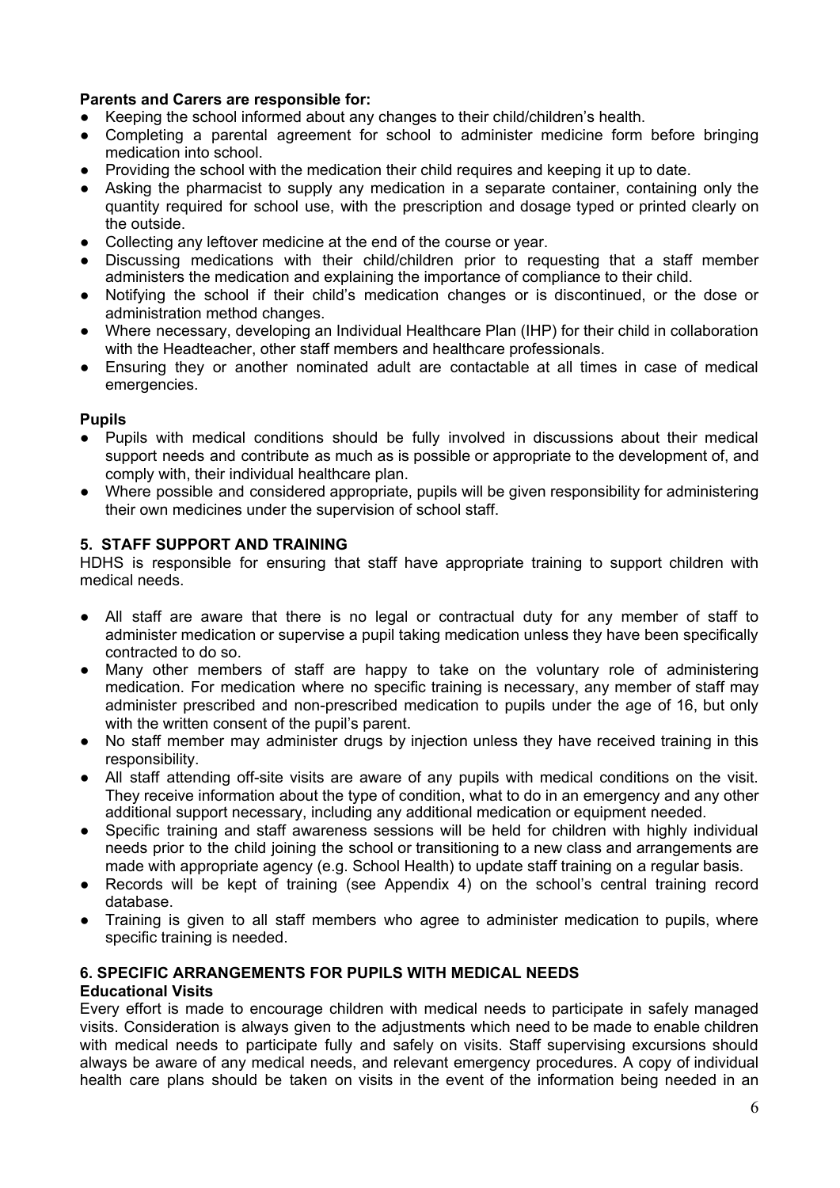**Parents and Carers are responsible for:**

- Keeping the school informed about any changes to their child/children's health.
- Completing a parental agreement for school to administer medicine form before bringing medication into school.
- Providing the school with the medication their child requires and keeping it up to date.
- Asking the pharmacist to supply any medication in a separate container, containing only the quantity required for school use, with the prescription and dosage typed or printed clearly on the outside.
- Collecting any leftover medicine at the end of the course or year.
- Discussing medications with their child/children prior to requesting that a staff member administers the medication and explaining the importance of compliance to their child.
- Notifying the school if their child's medication changes or is discontinued, or the dose or administration method changes.
- Where necessary, developing an Individual Healthcare Plan (IHP) for their child in collaboration with the Headteacher, other staff members and healthcare professionals.
- Ensuring they or another nominated adult are contactable at all times in case of medical emergencies.

**Pupils**

- Pupils with medical conditions should be fully involved in discussions about their medical support needs and contribute as much as is possible or appropriate to the development of, and comply with, their individual healthcare plan.
- Where possible and considered appropriate, pupils will be given responsibility for administering their own medicines under the supervision of school staff.

## 5. STAFF SUPPORT AND TRAINING

HDHS is responsible for ensuring that staff have appropriate training to support children with medical needs.

- All staff are aware that there is no legal or contractual duty for any member of staff to administer medication or supervise a pupil taking medication unless they have been specifically contracted to do so.
- Many other members of staff are happy to take on the voluntary role of administering medication. For medication where no specific training is necessary, any member of staff may administer prescribed and non-prescribed medication to pupils under the age of 16, but only with the written consent of the pupil's parent.
- No staff member may administer drugs by injection unless they have received training in this responsibility.
- All staff attending off-site visits are aware of any pupils with medical conditions on the visit. They receive information about the type of condition, what to do in an emergency and any other additional support necessary, including any additional medication or equipment needed.
- Specific training and staff awareness sessions will be held for children with highly individual needs prior to the child joining the school or transitioning to a new class and arrangements are made with appropriate agency (e.g. School Health) to update staff training on a regular basis.
- Records will be kept of training (see Appendix 4) on the school's central training record database.
- Training is given to all staff members who agree to administer medication to pupils, where specific training is needed.

## 6. SPECIFIC ARRANGEMENTS FOR PUPILS WITH MEDICAL NEEDS

**Educational Visits**

Every effort is made to encourage children with medical needs to participate in safely managed visits. Consideration is always given to the adjustments which need to be made to enable children with medical needs to participate fully and safely on visits. Staff supervising excursions should always be aware of any medical needs, and relevant emergency procedures. A copy of individual health care plans should be taken on visits in the event of the information being needed in an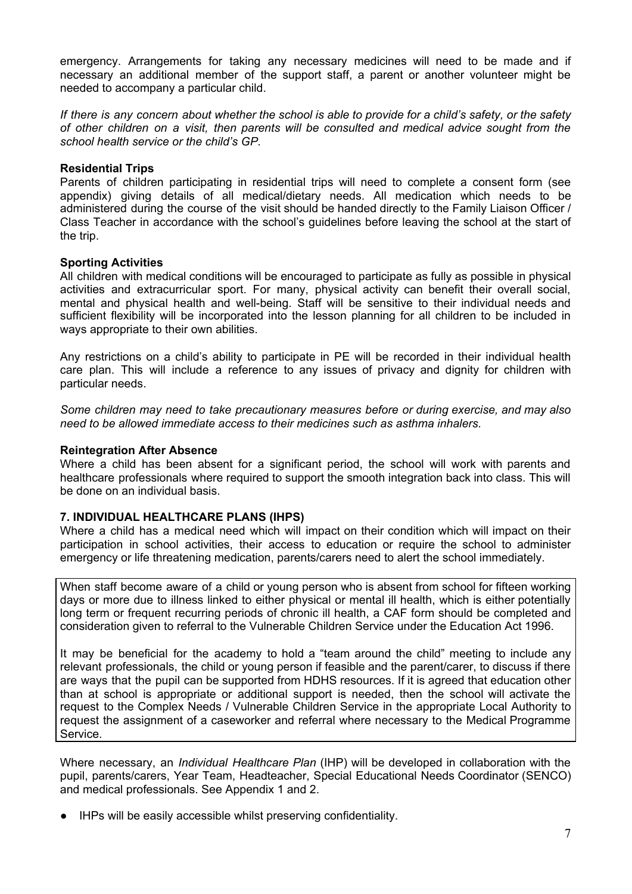emergency. Arrangements for taking any necessary medicines will need to be made and if necessary an additional member of the support staff, a parent or another volunteer might be needed to accompany a particular child.

*If there is any concern about whether the school is able to provide for a child's safety, or the safety of other children on a visit, then parents will be consulted and medical advice sought from the school health service or the child's GP.*

**Residential Trips**

Parents of children participating in residential trips will need to complete a consent form (see appendix) giving details of all medical/dietary needs. All medication which needs to be administered during the course of the visit should be handed directly to the Family Liaison Officer / Class Teacher in accordance with the school's guidelines before leaving the school at the start of the trip.

**Sporting Activities**

All children with medical conditions will be encouraged to participate as fully as possible in physical activities and extracurricular sport. For many, physical activity can benefit their overall social, mental and physical health and well-being. Staff will be sensitive to their individual needs and sufficient flexibility will be incorporated into the lesson planning for all children to be included in ways appropriate to their own abilities.

Any restrictions on a child's ability to participate in PE will be recorded in their individual health care plan. This will include a reference to any issues of privacy and dignity for children with particular needs.

*Some children may need to take precautionary measures before or during exercise, and may also need to be allowed immediate access to their medicines such as asthma inhalers.*

**Reintegration After Absence**

Where a child has been absent for a significant period, the school will work with parents and healthcare professionals where required to support the smooth integration back into class. This will be done on an individual basis.

## 7. INDIVIDUAL HEALTHCARE PLANS (IHPS)

Where a child has a medical need which will impact on their condition which will impact on their participation in school activities, their access to education or require the school to administer emergency or life threatening medication, parents/carers need to alert the school immediately.

When staff become aware of a child or young person who is absent from school for fifteen working days or more due to illness linked to either physical or mental ill health, which is either potentially long term or frequent recurring periods of chronic ill health, a CAF form should be completed and consideration given to referral to the Vulnerable Children Service under the Education Act 1996.

It may be beneficial for the academy to hold a "team around the child" meeting to include any relevant professionals, the child or young person if feasible and the parent/carer, to discuss if there are ways that the pupil can be supported from HDHS resources. If it is agreed that education other than at school is appropriate or additional support is needed, then the school will activate the request to the Complex Needs / Vulnerable Children Service in the appropriate Local Authority to request the assignment of a caseworker and referral where necessary to the Medical Programme Service.

Where necessary, an *Individual Healthcare Plan* (IHP) will be developed in collaboration with the pupil, parents/carers, Year Team, Headteacher, Special Educational Needs Coordinator (SENCO) and medical professionals. See Appendix 1 and 2.

- IHPs will be easily accessible whilst preserving confidentiality.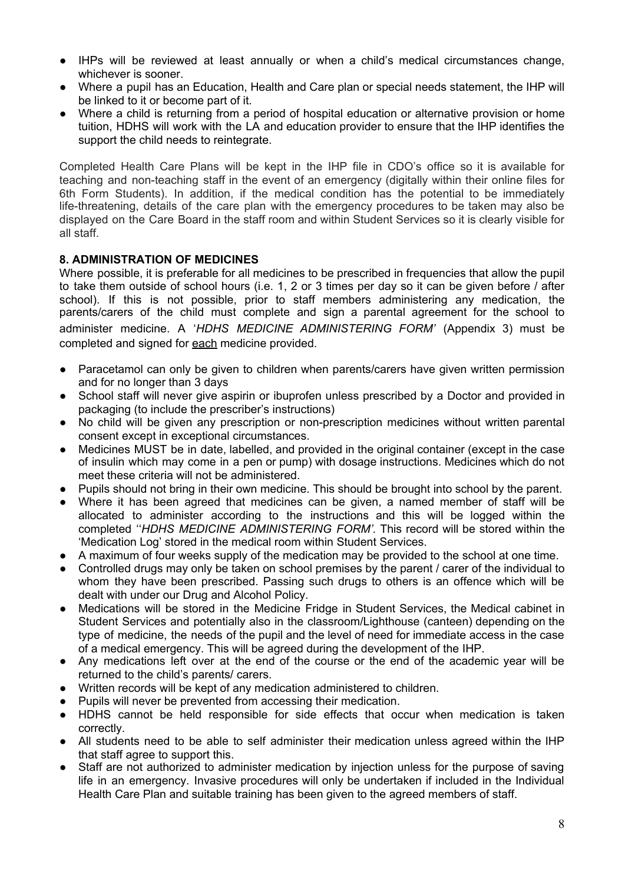- IHPs will be reviewed at least annually or when a child's medical circumstances change, whichever is sooner.
- Where a pupil has an Education, Health and Care plan or special needs statement, the IHP will be linked to it or become part of it.
- Where a child is returning from a period of hospital education or alternative provision or home tuition, HDHS will work with the LA and education provider to ensure that the IHP identifies the support the child needs to reintegrate.

Completed Health Care Plans will be kept in the IHP file in CDO's office so it is available for teaching and non-teaching staff in the event of an emergency (digitally within their online files for 6th Form Students). In addition, if the medical condition has the potential to be immediately life-threatening, details of the care plan with the emergency procedures to be taken may also be displayed on the Care Board in the staff room and within Student Services so it is clearly visible for all staff.

## 8. ADMINISTRATION OF MEDICINES

Where possible, it is preferable for all medicines to be prescribed in frequencies that allow the pupil to take them outside of school hours (i.e. 1, 2 or 3 times per day so it can be given before / after school). If this is not possible, prior to staff members administering any medication, the parents/carers of the child must complete and sign a parental agreement for the school to administer medicine. A '*HDHS MEDICINE ADMINISTERING FORM*' (Appendix 3) must be completed and signed for <u>each</u> medicine provided.

- Paracetamol can only be given to children when parents/carers have given written permission and for no longer than 3 days
- School staff will never give aspirin or ibuprofen unless prescribed by a Doctor and provided in packaging (to include the prescriber's instructions)
- No child will be given any prescription or non-prescription medicines without written parental consent except in exceptional circumstances.
- Medicines MUST be in date, labelled, and provided in the original container (except in the case of insulin which may come in a pen or pump) with dosage instructions. Medicines which do not meet these criteria will not be administered.
- Pupils should not bring in their own medicine. This should be brought into school by the parent.
- Where it has been agreed that medicines can be given, a named member of staff will be allocated to administer according to the instructions and this will be logged within the completed ''*HDHS MEDICINE ADMINISTERING FORM'.* This record will be stored within the 'Medication Log' stored in the medical room within Student Services.
- A maximum of four weeks supply of the medication may be provided to the school at one time.
- Controlled drugs may only be taken on school premises by the parent / carer of the individual to whom they have been prescribed. Passing such drugs to others is an offence which will be dealt with under our Drug and Alcohol Policy.
- Medications will be stored in the Medicine Fridge in Student Services, the Medical cabinet in Student Services and potentially also in the classroom/Lighthouse (canteen) depending on the type of medicine, the needs of the pupil and the level of need for immediate access in the case of a medical emergency. This will be agreed during the development of the IHP.
- Any medications left over at the end of the course or the end of the academic year will be returned to the child's parents/ carers.
- Written records will be kept of any medication administered to children.
- Pupils will never be prevented from accessing their medication.
- HDHS cannot be held responsible for side effects that occur when medication is taken correctly.
- All students need to be able to self administer their medication unless agreed within the IHP that staff agree to support this.
- Staff are not authorized to administer medication by injection unless for the purpose of saving life in an emergency. Invasive procedures will only be undertaken if included in the Individual Health Care Plan and suitable training has been given to the agreed members of staff.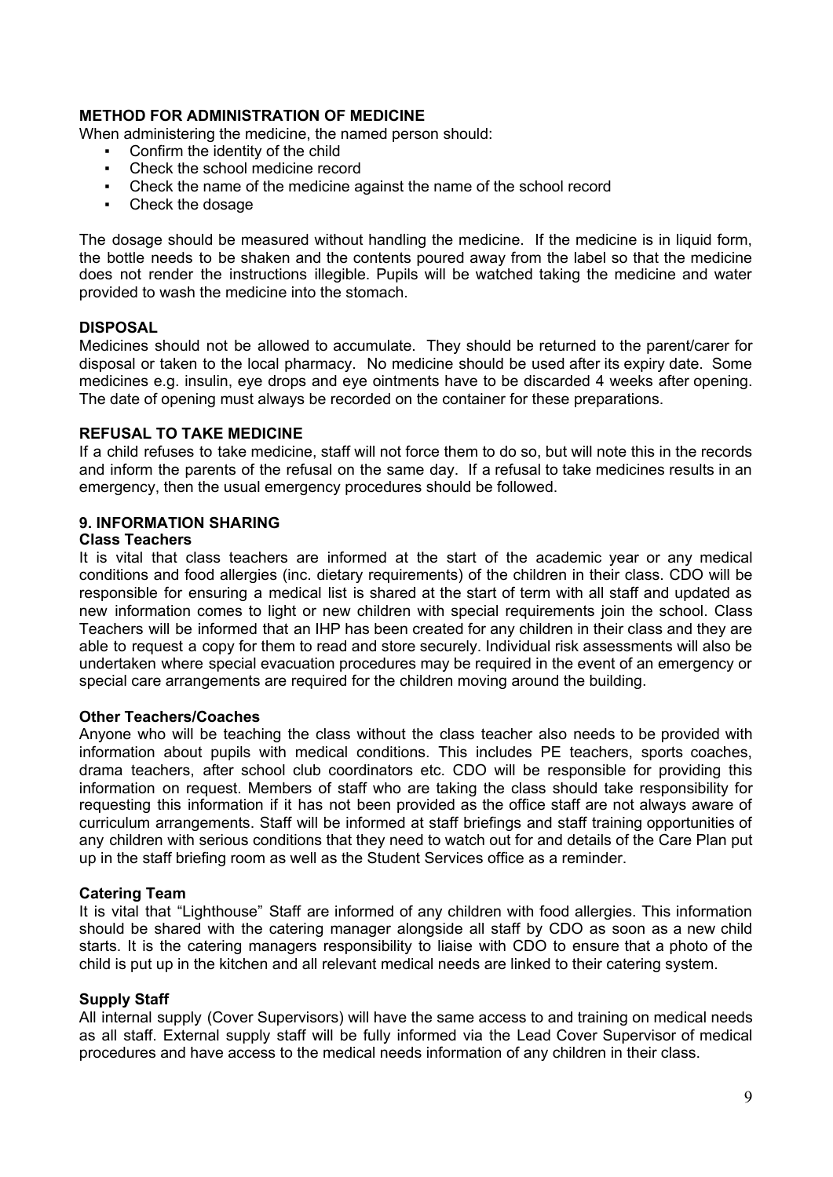**METHOD FOR ADMINISTRATION OF MEDICINE**

When administering the medicine, the named person should:

- Confirm the identity of the child
- Check the school medicine record
- Check the name of the medicine against the name of the school record
- Check the dosage

The dosage should be measured without handling the medicine. If the medicine is in liquid form, the bottle needs to be shaken and the contents poured away from the label so that the medicine does not render the instructions illegible. Pupils will be watched taking the medicine and water provided to wash the medicine into the stomach.

**DISPOSAL**

Medicines should not be allowed to accumulate. They should be returned to the parent/carer for disposal or taken to the local pharmacy. No medicine should be used after its expiry date. Some medicines e.g. insulin, eye drops and eye ointments have to be discarded 4 weeks after opening. The date of opening must always be recorded on the container for these preparations.

**REFUSAL TO TAKE MEDICINE**

If a child refuses to take medicine, staff will not force them to do so, but will note this in the records and inform the parents of the refusal on the same day. If a refusal to take medicines results in an emergency, then the usual emergency procedures should be followed.

## 9. INFORMATION SHARING

**Class Teachers**

It is vital that class teachers are informed at the start of the academic year or any medical conditions and food allergies (inc. dietary requirements) of the children in their class. CDO will be responsible for ensuring a medical list is shared at the start of term with all staff and updated as new information comes to light or new children with special requirements join the school. Class Teachers will be informed that an IHP has been created for any children in their class and they are able to request a copy for them to read and store securely. Individual risk assessments will also be undertaken where special evacuation procedures may be required in the event of an emergency or special care arrangements are required for the children moving around the building.

**Other Teachers/Coaches**

Anyone who will be teaching the class without the class teacher also needs to be provided with information about pupils with medical conditions. This includes PE teachers, sports coaches, drama teachers, after school club coordinators etc. CDO will be responsible for providing this information on request. Members of staff who are taking the class should take responsibility for requesting this information if it has not been provided as the office staff are not always aware of curriculum arrangements. Staff will be informed at staff briefings and staff training opportunities of any children with serious conditions that they need to watch out for and details of the Care Plan put up in the staff briefing room as well as the Student Services office as a reminder.

**Catering Team**

It is vital that "Lighthouse" Staff are informed of any children with food allergies. This information should be shared with the catering manager alongside all staff by CDO as soon as a new child starts. It is the catering managers responsibility to liaise with CDO to ensure that a photo of the child is put up in the kitchen and all relevant medical needs are linked to their catering system.

**Supply Staff**

All internal supply (Cover Supervisors) will have the same access to and training on medical needs as all staff. External supply staff will be fully informed via the Lead Cover Supervisor of medical procedures and have access to the medical needs information of any children in their class.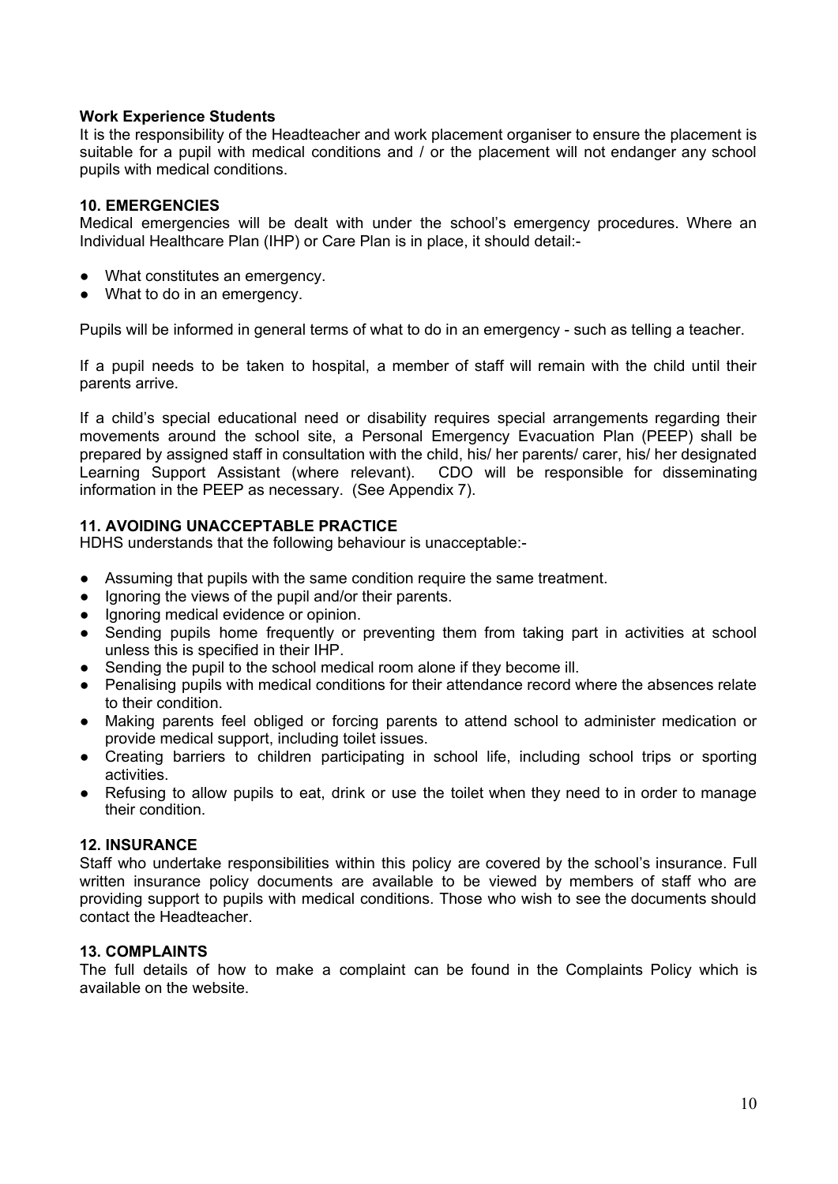**Work Experience Students**

It is the responsibility of the Headteacher and work placement organiser to ensure the placement is suitable for a pupil with medical conditions and / or the placement will not endanger any school pupils with medical conditions.

**10. EMERGENCIES**

Medical emergencies will be dealt with under the school's emergency procedures. Where an Individual Healthcare Plan (IHP) or Care Plan is in place, it should detail:-

- What constitutes an emergency.
- What to do in an emergency.

Pupils will be informed in general terms of what to do in an emergency - such as telling a teacher.

If a pupil needs to be taken to hospital, a member of staff will remain with the child until their parents arrive.

If a child's special educational need or disability requires special arrangements regarding their movements around the school site, a Personal Emergency Evacuation Plan (PEEP) shall be prepared by assigned staff in consultation with the child, his/ her parents/ carer, his/ her designated Learning Support Assistant (where relevant). CDO will be responsible for disseminating information in the PEEP as necessary. (See Appendix 7).

**11. AVOIDING UNACCEPTABLE PRACTICE**

HDHS understands that the following behaviour is unacceptable:-

- Assuming that pupils with the same condition require the same treatment.
- Ignoring the views of the pupil and/or their parents.
- Ignoring medical evidence or opinion.
- Sending pupils home frequently or preventing them from taking part in activities at school unless this is specified in their IHP.
- Sending the pupil to the school medical room alone if they become ill.
- Penalising pupils with medical conditions for their attendance record where the absences relate to their condition.
- Making parents feel obliged or forcing parents to attend school to administer medication or provide medical support, including toilet issues.
- Creating barriers to children participating in school life, including school trips or sporting activities.
- Refusing to allow pupils to eat, drink or use the toilet when they need to in order to manage their condition.

**12. INSURANCE**

Staff who undertake responsibilities within this policy are covered by the school's insurance. Full written insurance policy documents are available to be viewed by members of staff who are providing support to pupils with medical conditions. Those who wish to see the documents should contact the Headteacher.

**13. COMPLAINTS**

The full details of how to make a complaint can be found in the Complaints Policy which is available on the website.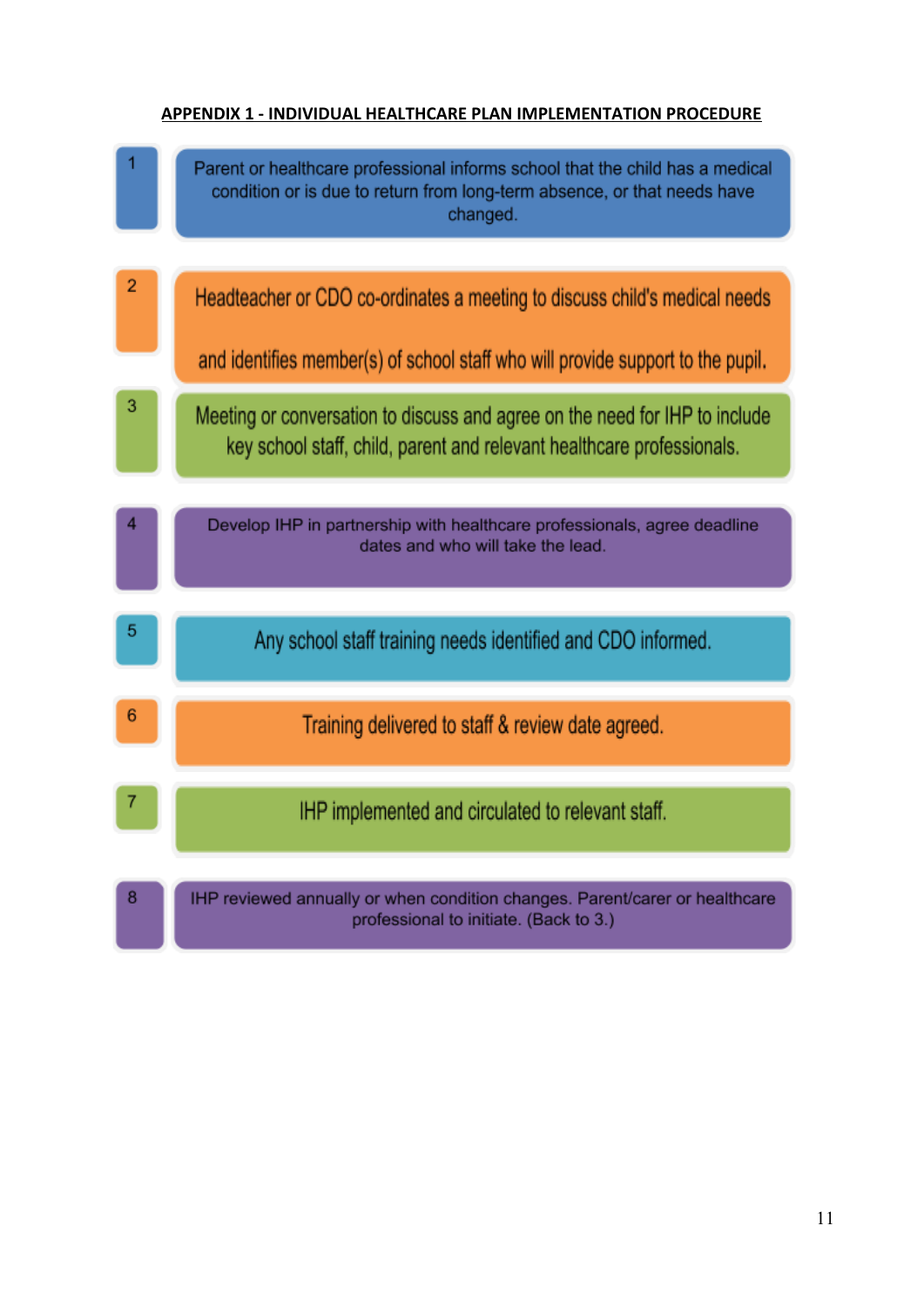## APPENDIX 1 - INDIVIDUAL HEALTHCARE PLAN IMPLEMENTATION PROCEDURE

1. Parent or healthcare professional informs school that the child has a medical condition or is due to return from long-term absence, or that needs have changed.

2. Headteacher or CDO co-ordinates a meeting to discuss child's medical needs and identifies member(s) of school staff who will provide support to the pupil.

3. Meeting or conversation to discuss and agree on the need for IHP to include key school staff, child, parent and relevant healthcare professionals.

4. Develop IHP in partnership with healthcare professionals, agree deadline dates and who will take the lead.

5. Any school staff training needs identified and CDO informed.

6. Training delivered to staff & review date agreed.

7. IHP implemented and circulated to relevant staff.

8. IHP reviewed annually or when condition changes. Parent/carer or healthcare professional to initiate. (Back to 3.)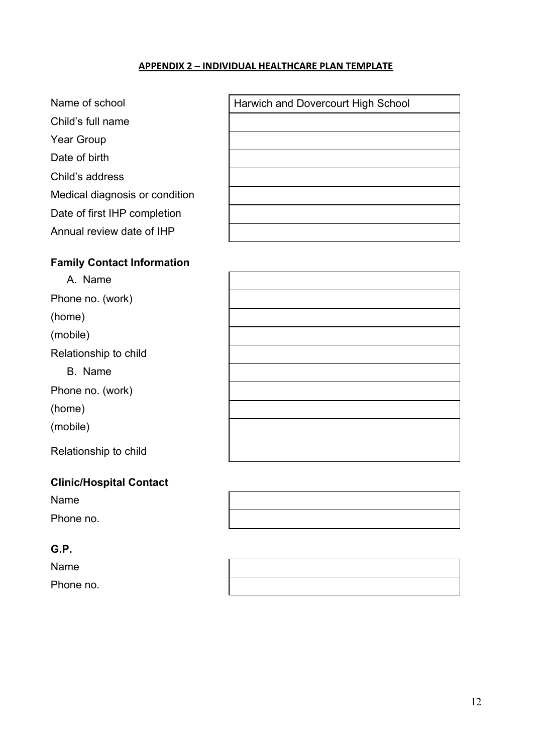## APPENDIX 2 – INDIVIDUAL HEALTHCARE PLAN TEMPLATE

| | |
|---|---|
| Name of school | Harwich and Dovercourt High School |
| Child's full name | |
| Year Group | |
| Date of birth | |
| Child's address | |
| Medical diagnosis or condition | |
| Date of first IHP completion | |
| Annual review date of IHP | |

**Family Contact Information**

| | |
|---|---|
| A. Name | |
| Phone no. (work) | |
| (home) | |
| (mobile) | |
| Relationship to child | |
| B. Name | |
| Phone no. (work) | |
| (home) | |
| (mobile) Relationship to child | |

**Clinic/Hospital Contact**

| | |
|---|---|
| Name | |
| Phone no. | |

**G.P.**

| | |
|---|---|
| Name | |
| Phone no. | |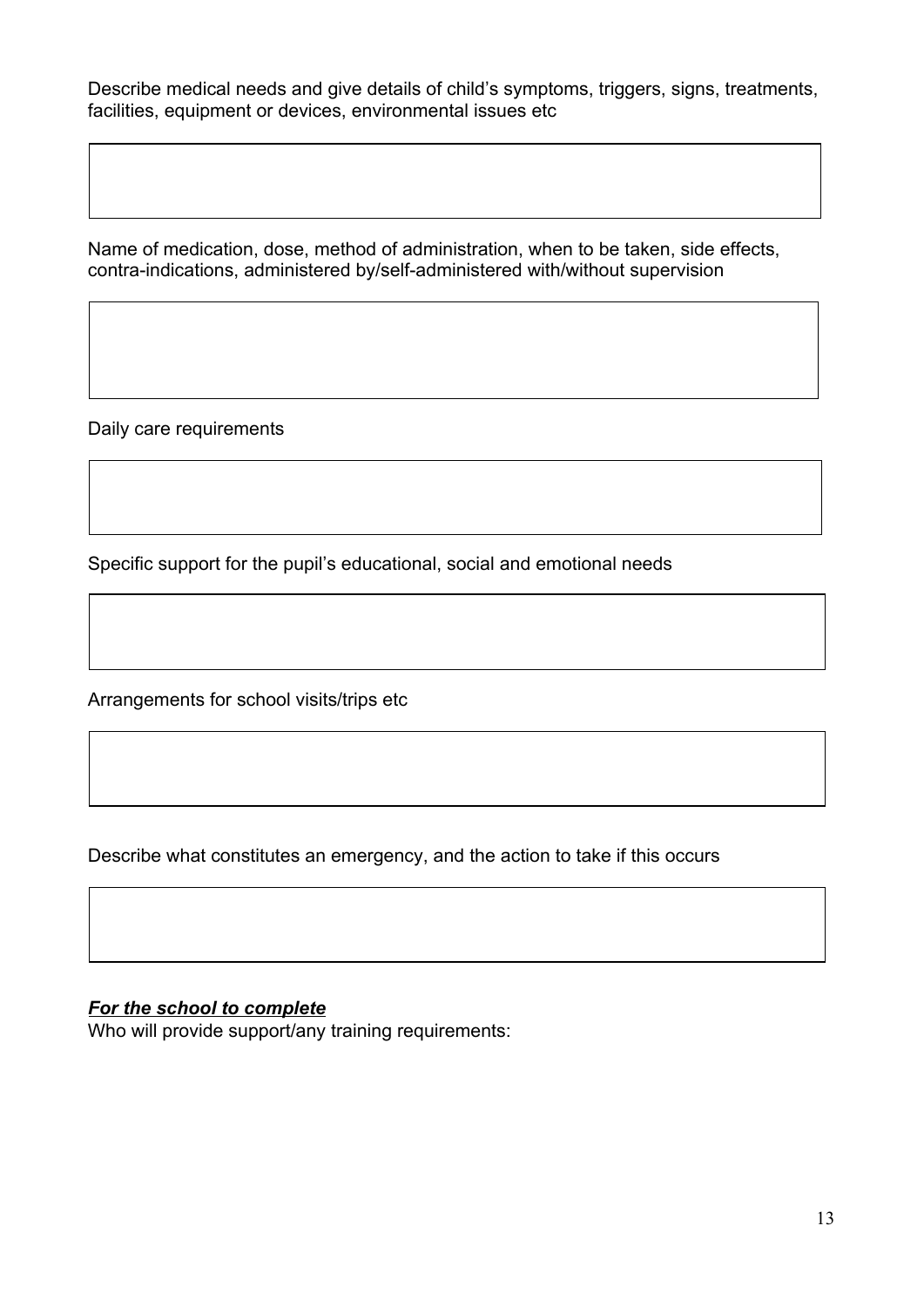Describe medical needs and give details of child's symptoms, triggers, signs, treatments, facilities, equipment or devices, environmental issues etc

| |
|---|
| |

Name of medication, dose, method of administration, when to be taken, side effects, contra-indications, administered by/self-administered with/without supervision

| |
|---|
| |

Daily care requirements

| |
|---|
| |

Specific support for the pupil's educational, social and emotional needs

| |
|---|
| |

Arrangements for school visits/trips etc

| |
|---|
| |

Describe what constitutes an emergency, and the action to take if this occurs

| |
|---|
| |

***For the school to complete***

Who will provide support/any training requirements: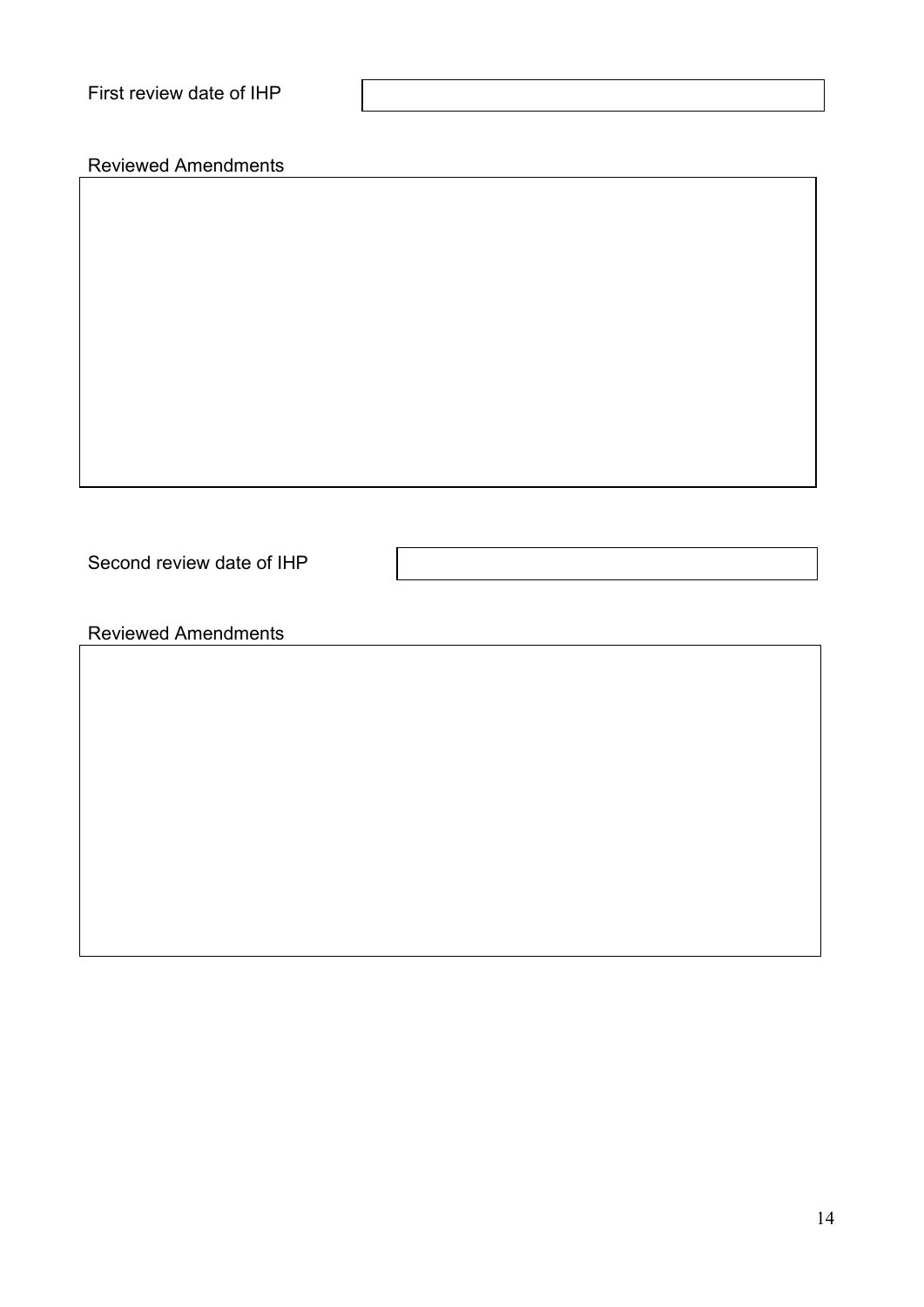First review date of IHP

Reviewed Amendments

Second review date of IHP

Reviewed Amendments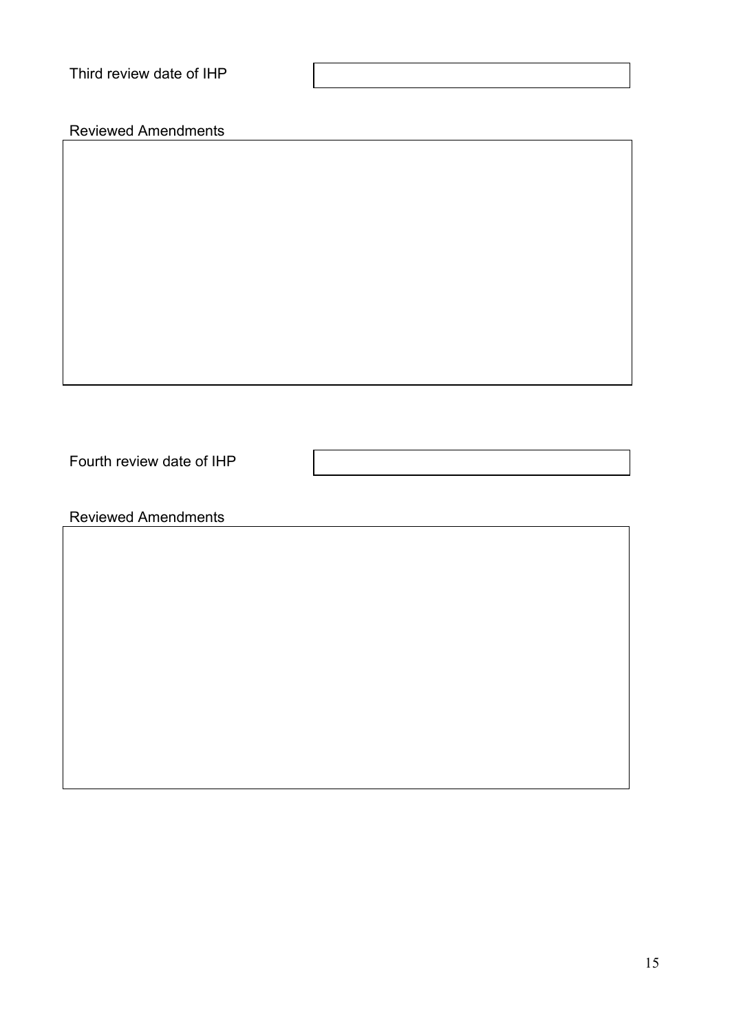Third review date of IHP

Reviewed Amendments

Fourth review date of IHP

Reviewed Amendments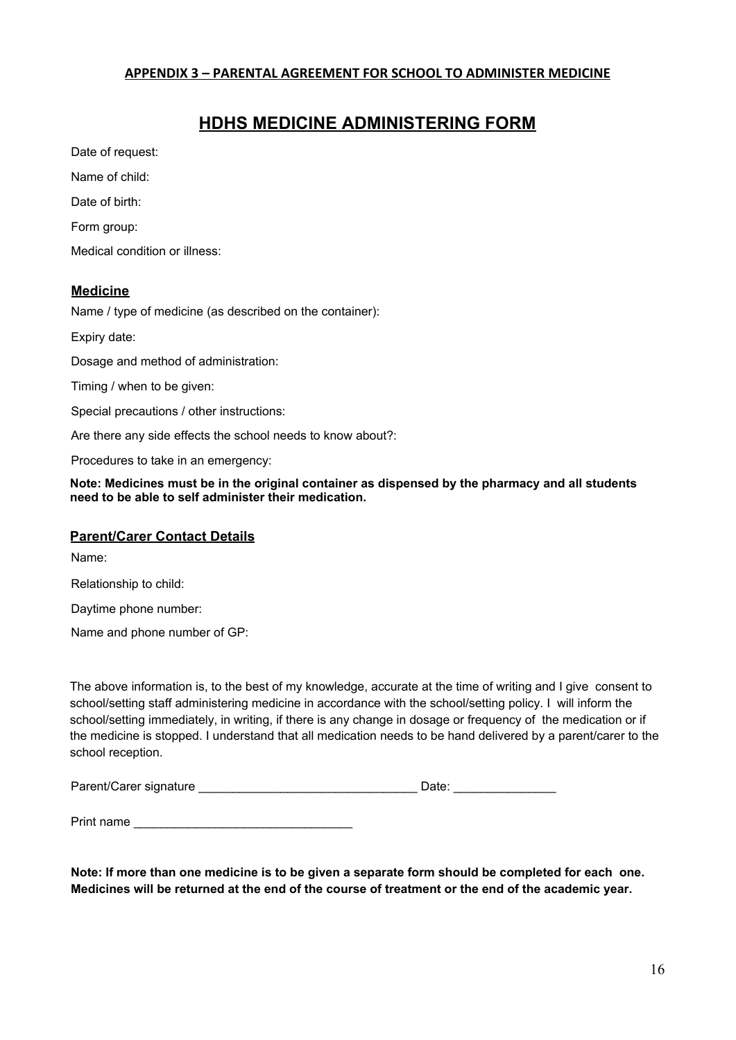**APPENDIX 3 – PARENTAL AGREEMENT FOR SCHOOL TO ADMINISTER MEDICINE**

# HDHS MEDICINE ADMINISTERING FORM

Date of request:

Name of child:

Date of birth:

Form group:

Medical condition or illness:

## Medicine

Name / type of medicine (as described on the container):

Expiry date:

Dosage and method of administration:

Timing / when to be given:

Special precautions / other instructions:

Are there any side effects the school needs to know about?:

Procedures to take in an emergency:

**Note: Medicines must be in the original container as dispensed by the pharmacy and all students need to be able to self administer their medication.**

## Parent/Carer Contact Details

Name:

Relationship to child:

Daytime phone number:

Name and phone number of GP:

The above information is, to the best of my knowledge, accurate at the time of writing and I give consent to school/setting staff administering medicine in accordance with the school/setting policy. I will inform the school/setting immediately, in writing, if there is any change in dosage or frequency of the medication or if the medicine is stopped. I understand that all medication needs to be hand delivered by a parent/carer to the school reception.

Parent/Carer signature _______________________________ Date: _______________

Print name _______________________________

**Note: If more than one medicine is to be given a separate form should be completed for each one. Medicines will be returned at the end of the course of treatment or the end of the academic year.**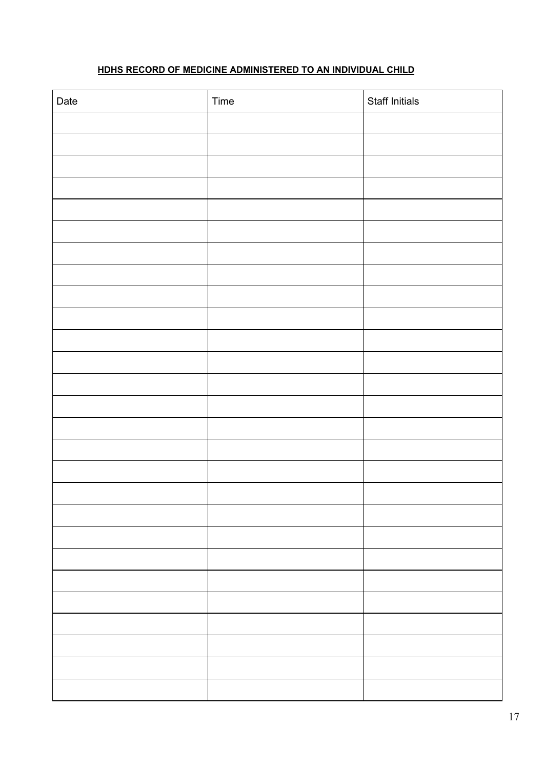**HDHS RECORD OF MEDICINE ADMINISTERED TO AN INDIVIDUAL CHILD**

| Date | Time | Staff Initials |
|---|---|---|
| | | |
| | | |
| | | |
| | | |
| | | |
| | | |
| | | |
| | | |
| | | |
| | | |
| | | |
| | | |
| | | |
| | | |
| | | |
| | | |
| | | |
| | | |
| | | |
| | | |
| | | |
| | | |
| | | |
| | | |
| | | |
| | | |
| | | |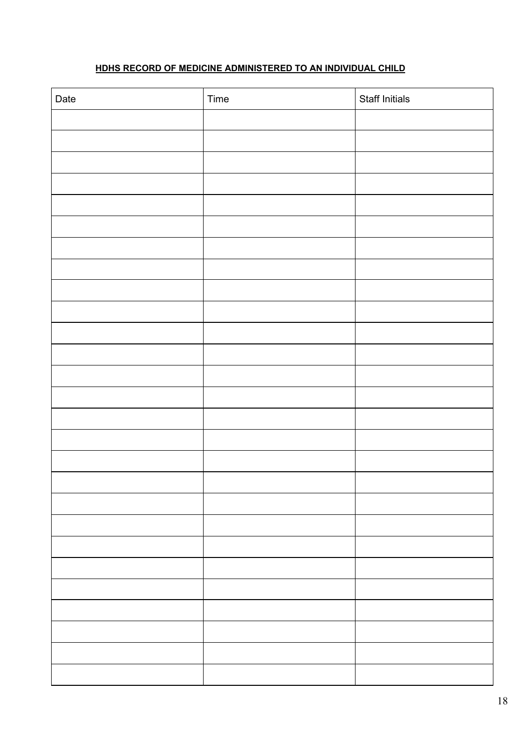**HDHS RECORD OF MEDICINE ADMINISTERED TO AN INDIVIDUAL CHILD**

| Date | Time | Staff Initials |
|---|---|---|
| | | |
| | | |
| | | |
| | | |
| | | |
| | | |
| | | |
| | | |
| | | |
| | | |
| | | |
| | | |
| | | |
| | | |
| | | |
| | | |
| | | |
| | | |
| | | |
| | | |
| | | |
| | | |
| | | |
| | | |
| | | |
| | | |
| | | |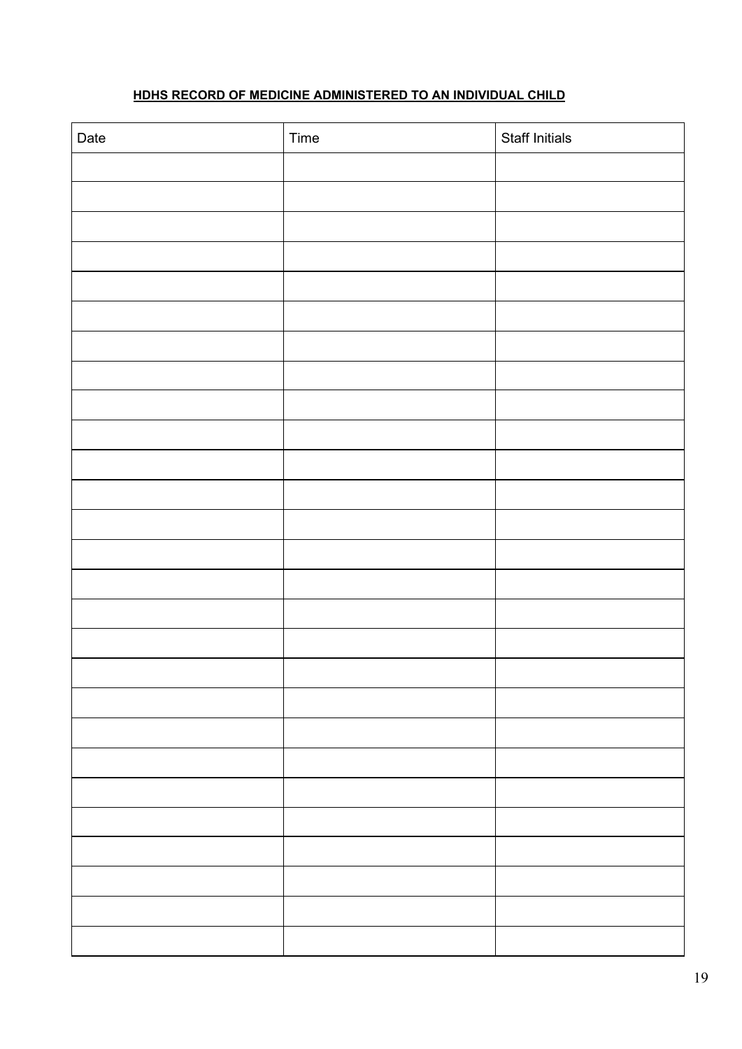**HDHS RECORD OF MEDICINE ADMINISTERED TO AN INDIVIDUAL CHILD**

| Date | Time | Staff Initials |
|---|---|---|
| | | |
| | | |
| | | |
| | | |
| | | |
| | | |
| | | |
| | | |
| | | |
| | | |
| | | |
| | | |
| | | |
| | | |
| | | |
| | | |
| | | |
| | | |
| | | |
| | | |
| | | |
| | | |
| | | |
| | | |
| | | |
| | | |
| | | |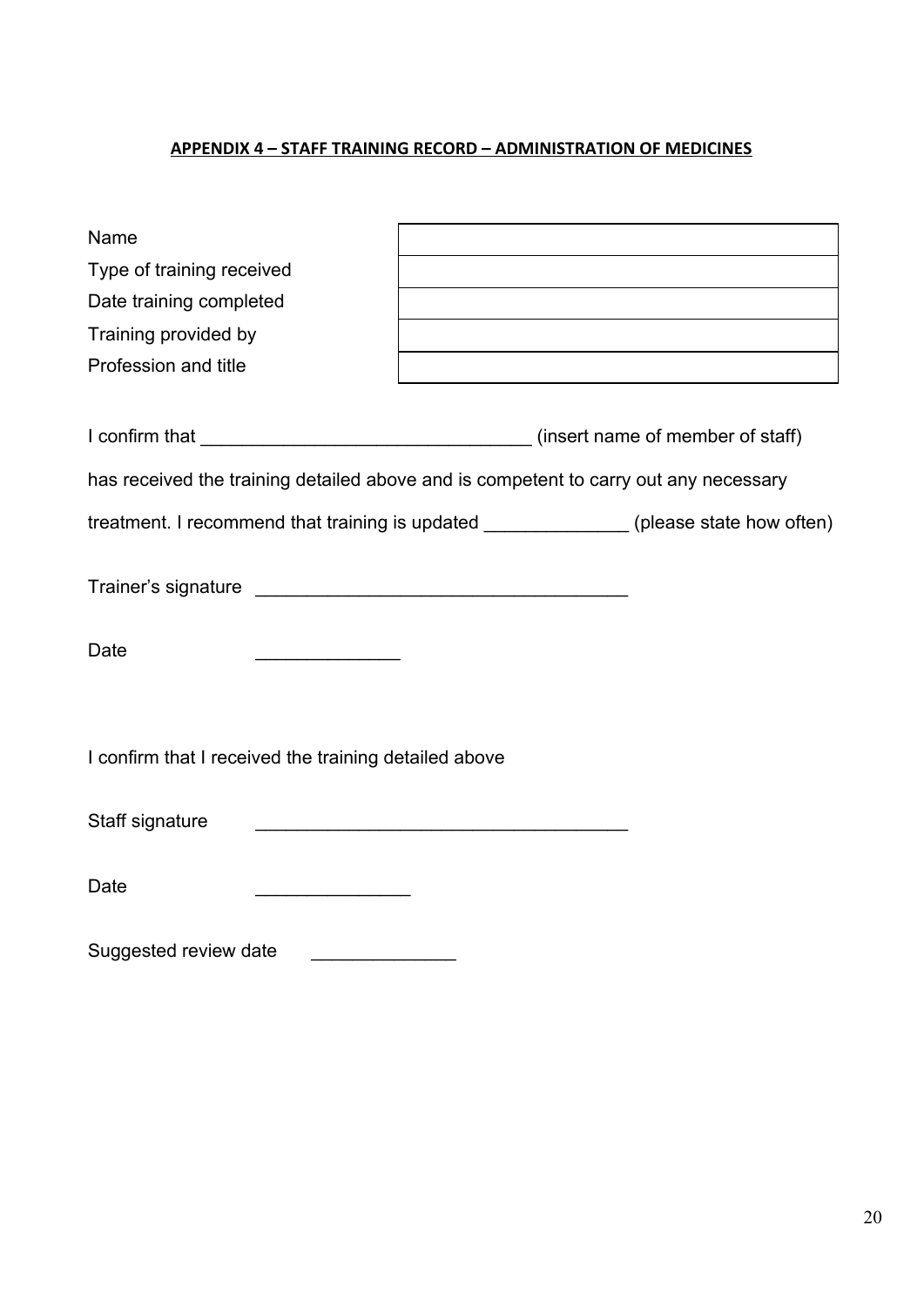## APPENDIX 4 – STAFF TRAINING RECORD – ADMINISTRATION OF MEDICINES

| | |
|---|---|
| Name | |
| Type of training received | |
| Date training completed | |
| Training provided by | |
| Profession and title | |

I confirm that ________________________________ (insert name of member of staff)

has received the training detailed above and is competent to carry out any necessary

treatment. I recommend that training is updated ______________ (please state how often)

Trainer's signature ____________________________________

Date ______________

I confirm that I received the training detailed above

Staff signature ____________________________________

Date _______________

Suggested review date ______________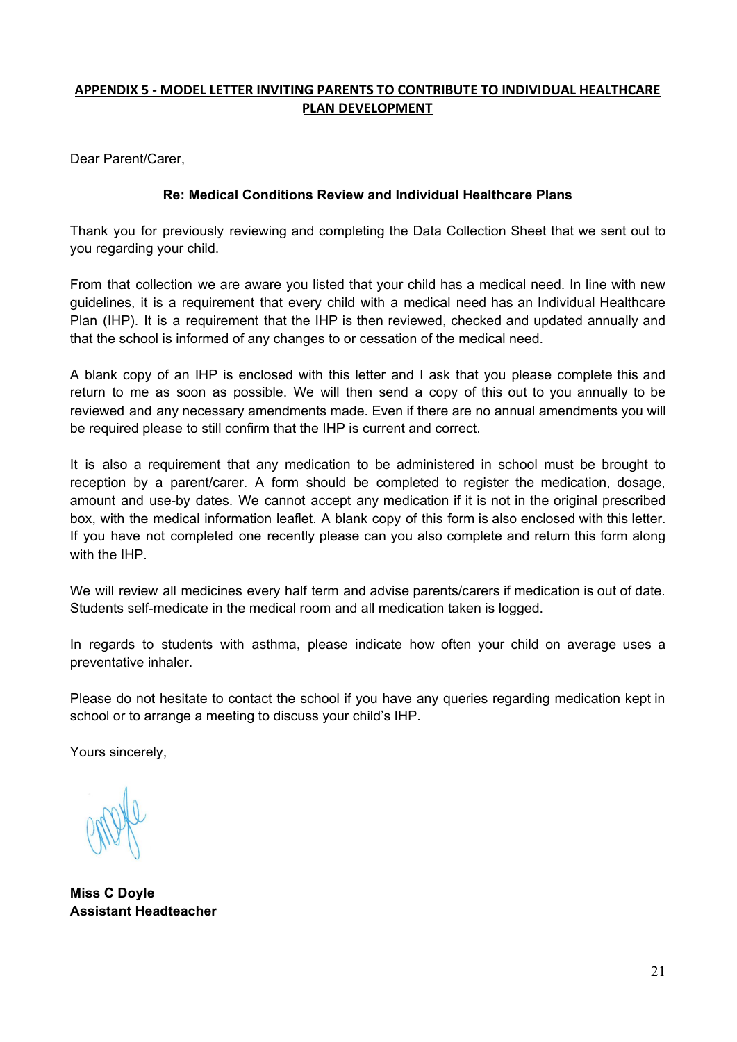## APPENDIX 5 - MODEL LETTER INVITING PARENTS TO CONTRIBUTE TO INDIVIDUAL HEALTHCARE PLAN DEVELOPMENT

Dear Parent/Carer,

**Re: Medical Conditions Review and Individual Healthcare Plans**

Thank you for previously reviewing and completing the Data Collection Sheet that we sent out to you regarding your child.

From that collection we are aware you listed that your child has a medical need. In line with new guidelines, it is a requirement that every child with a medical need has an Individual Healthcare Plan (IHP). It is a requirement that the IHP is then reviewed, checked and updated annually and that the school is informed of any changes to or cessation of the medical need.

A blank copy of an IHP is enclosed with this letter and I ask that you please complete this and return to me as soon as possible. We will then send a copy of this out to you annually to be reviewed and any necessary amendments made. Even if there are no annual amendments you will be required please to still confirm that the IHP is current and correct.

It is also a requirement that any medication to be administered in school must be brought to reception by a parent/carer. A form should be completed to register the medication, dosage, amount and use-by dates. We cannot accept any medication if it is not in the original prescribed box, with the medical information leaflet. A blank copy of this form is also enclosed with this letter. If you have not completed one recently please can you also complete and return this form along with the IHP.

We will review all medicines every half term and advise parents/carers if medication is out of date. Students self-medicate in the medical room and all medication taken is logged.

In regards to students with asthma, please indicate how often your child on average uses a preventative inhaler.

Please do not hesitate to contact the school if you have any queries regarding medication kept in school or to arrange a meeting to discuss your child's IHP.

Yours sincerely,

**Miss C Doyle**
**Assistant Headteacher**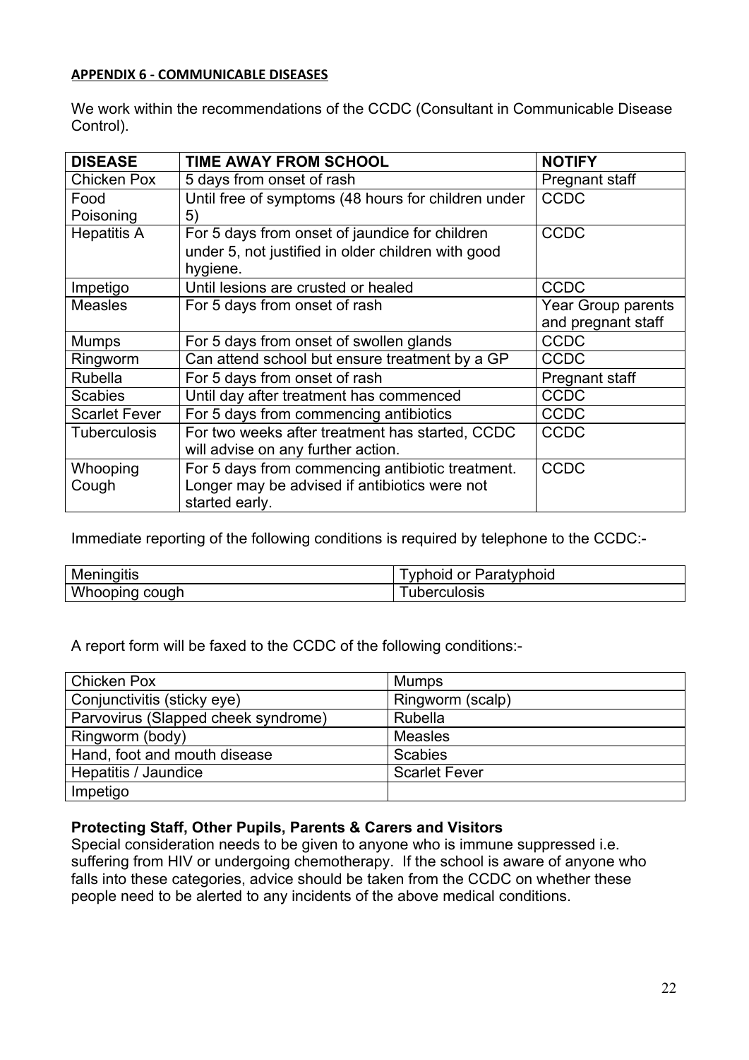**APPENDIX 6 - COMMUNICABLE DISEASES**

We work within the recommendations of the CCDC (Consultant in Communicable Disease Control).

| DISEASE | TIME AWAY FROM SCHOOL | NOTIFY |
|---|---|---|
| Chicken Pox | 5 days from onset of rash | Pregnant staff |
| Food Poisoning | Until free of symptoms (48 hours for children under 5) | CCDC |
| Hepatitis A | For 5 days from onset of jaundice for children under 5, not justified in older children with good hygiene. | CCDC |
| Impetigo | Until lesions are crusted or healed | CCDC |
| Measles | For 5 days from onset of rash | Year Group parents and pregnant staff |
| Mumps | For 5 days from onset of swollen glands | CCDC |
| Ringworm | Can attend school but ensure treatment by a GP | CCDC |
| Rubella | For 5 days from onset of rash | Pregnant staff |
| Scabies | Until day after treatment has commenced | CCDC |
| Scarlet Fever | For 5 days from commencing antibiotics | CCDC |
| Tuberculosis | For two weeks after treatment has started, CCDC will advise on any further action. | CCDC |
| Whooping Cough | For 5 days from commencing antibiotic treatment. Longer may be advised if antibiotics were not started early. | CCDC |

Immediate reporting of the following conditions is required by telephone to the CCDC:-

| | |
|---|---|
| Meningitis | Typhoid or Paratyphoid |
| Whooping cough | Tuberculosis |

A report form will be faxed to the CCDC of the following conditions:-

| | |
|---|---|
| Chicken Pox | Mumps |
| Conjunctivitis (sticky eye) | Ringworm (scalp) |
| Parvovirus (Slapped cheek syndrome) | Rubella |
| Ringworm (body) | Measles |
| Hand, foot and mouth disease | Scabies |
| Hepatitis / Jaundice | Scarlet Fever |
| Impetigo | |

**Protecting Staff, Other Pupils, Parents & Carers and Visitors**

Special consideration needs to be given to anyone who is immune suppressed i.e. suffering from HIV or undergoing chemotherapy. If the school is aware of anyone who falls into these categories, advice should be taken from the CCDC on whether these people need to be alerted to any incidents of the above medical conditions.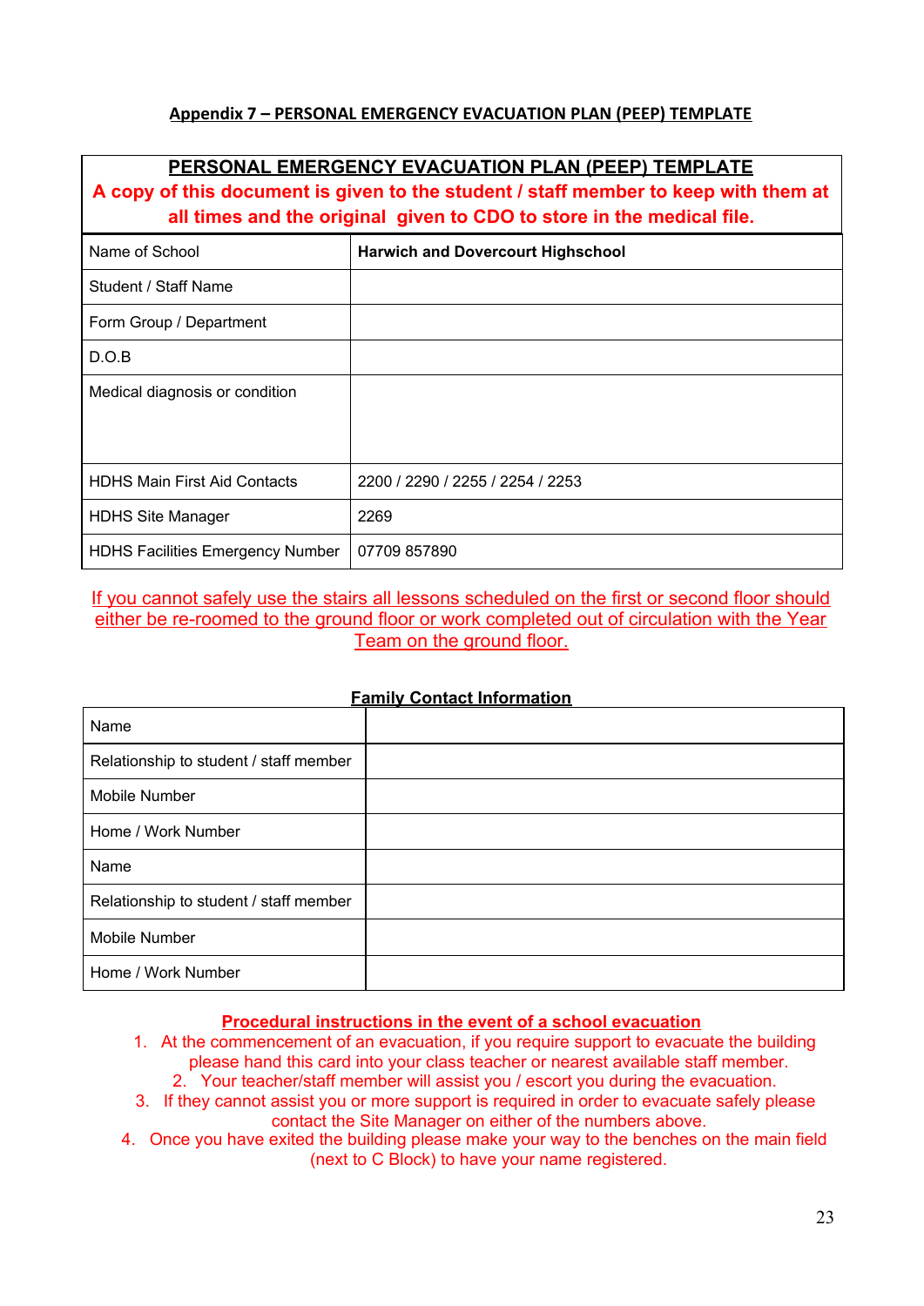## Appendix 7 – PERSONAL EMERGENCY EVACUATION PLAN (PEEP) TEMPLATE

| PERSONAL EMERGENCY EVACUATION PLAN (PEEP) TEMPLATE<br>**A copy of this document is given to the student / staff member to keep with them at all times and the original given to CDO to store in the medical file.** | |
|---|---|
| Name of School | **Harwich and Dovercourt Highschool** |
| Student / Staff Name | |
| Form Group / Department | |
| D.O.B | |
| Medical diagnosis or condition | |
| HDHS Main First Aid Contacts | 2200 / 2290 / 2255 / 2254 / 2253 |
| HDHS Site Manager | 2269 |
| HDHS Facilities Emergency Number | 07709 857890 |

If you cannot safely use the stairs all lessons scheduled on the first or second floor should either be re-roomed to the ground floor or work completed out of circulation with the Year Team on the ground floor.

**Family Contact Information**

| | |
|---|---|
| Name | |
| Relationship to student / staff member | |
| Mobile Number | |
| Home / Work Number | |
| Name | |
| Relationship to student / staff member | |
| Mobile Number | |
| Home / Work Number | |

**Procedural instructions in the event of a school evacuation**

1. At the commencement of an evacuation, if you require support to evacuate the building please hand this card into your class teacher or nearest available staff member.
2. Your teacher/staff member will assist you / escort you during the evacuation.
3. If they cannot assist you or more support is required in order to evacuate safely please contact the Site Manager on either of the numbers above.
4. Once you have exited the building please make your way to the benches on the main field (next to C Block) to have your name registered.